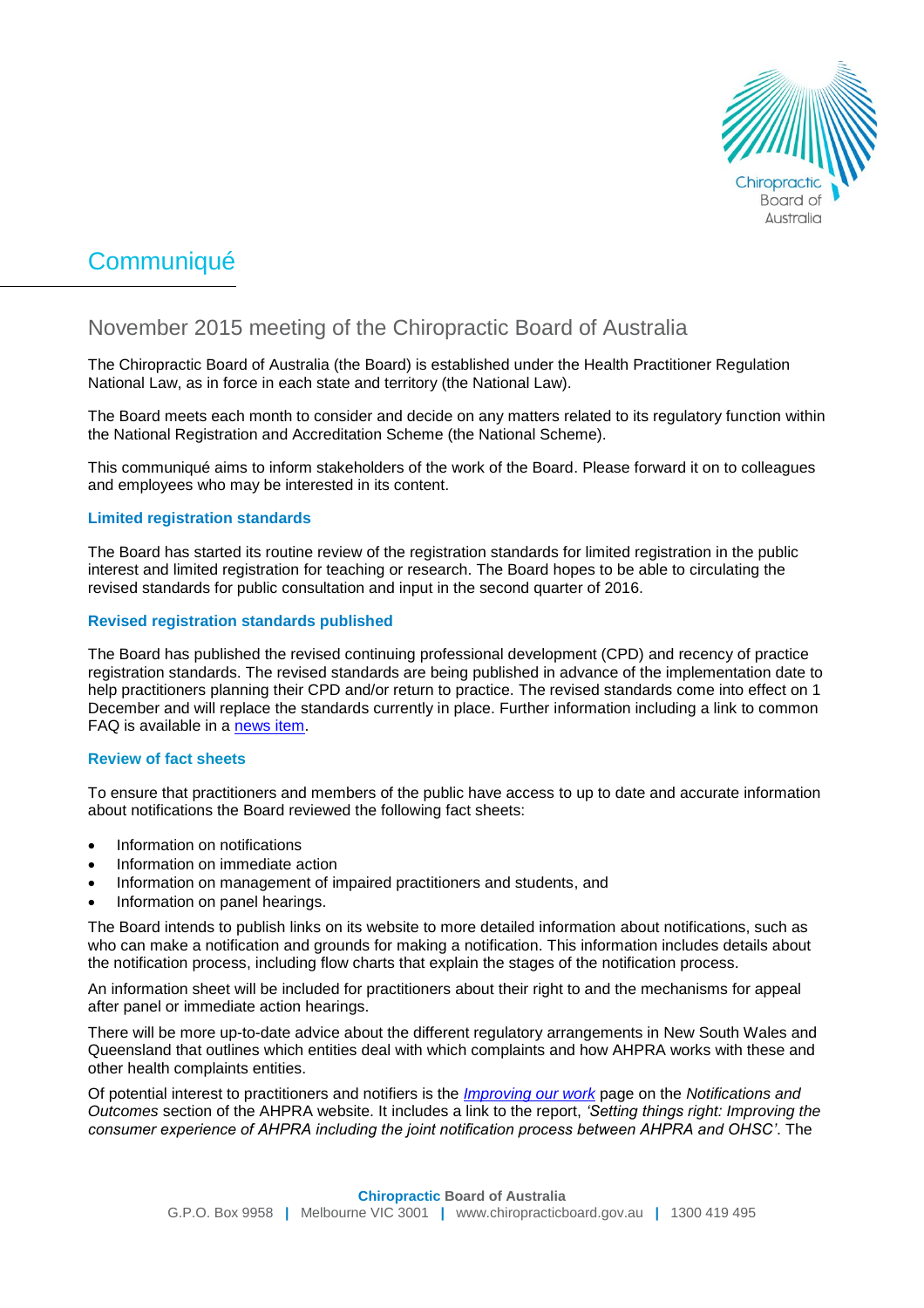# Communiqué

## November 2015 meeting of the Chiropractic Board of Australia

The Chiropractic Board of Australia (the Board) is established under the Health Practitioner Regulation National Law, as in force in each state and territory (the National Law).

The Board meets each month to consider and decide on any matters related to its regulatory function within the National Registration and Accreditation Scheme (the National Scheme).

This communiqué aims to inform stakeholders of the work of the Board. Please forward it on to colleagues and employees who may be interested in its content.

### Limited registration standards

The Board has started its routine review of the registration standards for limited registration in the public interest and limited registration for teaching or research. The Board hopes to be able to circulating the revised standards for public consultation and input in the second quarter of 2016.

### Revised registration standards published

The Board has published the revised continuing professional development (CPD) and recency of practice registration standards. The revised standards are being published in advance of the implementation date to help practitioners planning their CPD and/or return to practice. The revised standards come into effect on 1 December and will replace the standards currently in place. Further information including a link to common FAQ is available in a [news item](news item).

### Review of fact sheets

To ensure that practitioners and members of the public have access to up to date and accurate information about notifications the Board reviewed the following fact sheets:

- Information on notifications
- Information on immediate action
- Information on management of impaired practitioners and students, and
- Information on panel hearings.

The Board intends to publish links on its website to more detailed information about notifications, such as who can make a notification and grounds for making a notification. This information includes details about the notification process, including flow charts that explain the stages of the notification process.

An information sheet will be included for practitioners about their right to and the mechanisms for appeal after panel or immediate action hearings.

There will be more up-to-date advice about the different regulatory arrangements in New South Wales and Queensland that outlines which entities deal with which complaints and how AHPRA works with these and other health complaints entities.

Of potential interest to practitioners and notifiers is the *Improving our work* page on the *Notifications and Outcomes* section of the AHPRA website. It includes a link to the report, *'Setting things right: Improving the consumer experience of AHPRA including the joint notification process between AHPRA and OHSC'*. The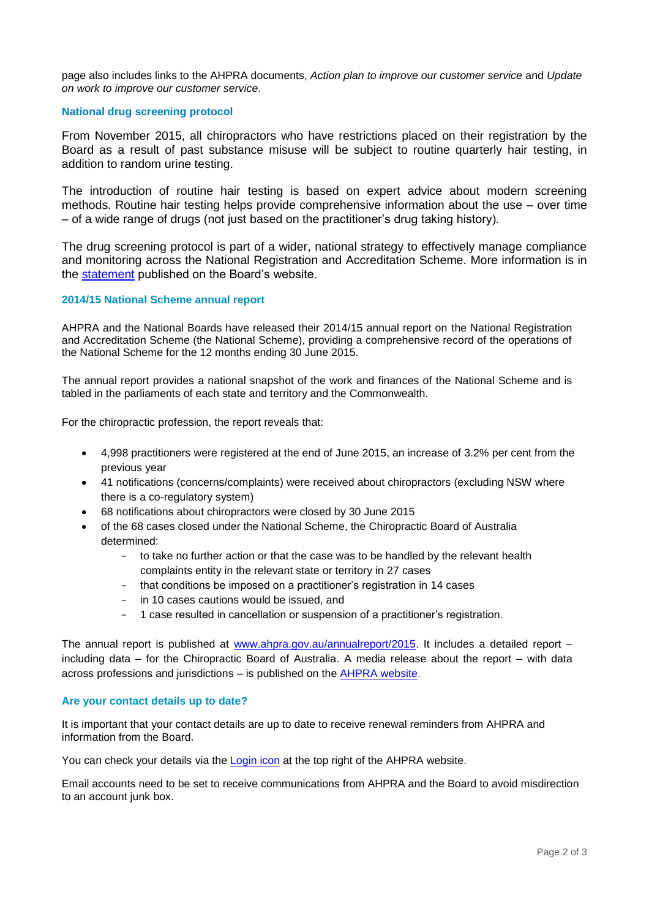page also includes links to the AHPRA documents, *Action plan to improve our customer service* and *Update on work to improve our customer service*.

### National drug screening protocol

From November 2015, all chiropractors who have restrictions placed on their registration by the Board as a result of past substance misuse will be subject to routine quarterly hair testing, in addition to random urine testing.

The introduction of routine hair testing is based on expert advice about modern screening methods. Routine hair testing helps provide comprehensive information about the use – over time – of a wide range of drugs (not just based on the practitioner's drug taking history).

The drug screening protocol is part of a wider, national strategy to effectively manage compliance and monitoring across the National Registration and Accreditation Scheme. More information is in the statement published on the Board's website.

### 2014/15 National Scheme annual report

AHPRA and the National Boards have released their 2014/15 annual report on the National Registration and Accreditation Scheme (the National Scheme), providing a comprehensive record of the operations of the National Scheme for the 12 months ending 30 June 2015.

The annual report provides a national snapshot of the work and finances of the National Scheme and is tabled in the parliaments of each state and territory and the Commonwealth.

For the chiropractic profession, the report reveals that:

- 4,998 practitioners were registered at the end of June 2015, an increase of 3.2% per cent from the previous year
- 41 notifications (concerns/complaints) were received about chiropractors (excluding NSW where there is a co-regulatory system)
- 68 notifications about chiropractors were closed by 30 June 2015
- of the 68 cases closed under the National Scheme, the Chiropractic Board of Australia determined:
  - to take no further action or that the case was to be handled by the relevant health complaints entity in the relevant state or territory in 27 cases
  - that conditions be imposed on a practitioner's registration in 14 cases
  - in 10 cases cautions would be issued, and
  - 1 case resulted in cancellation or suspension of a practitioner's registration.

The annual report is published at www.ahpra.gov.au/annualreport/2015. It includes a detailed report – including data – for the Chiropractic Board of Australia. A media release about the report – with data across professions and jurisdictions – is published on the AHPRA website.

### Are your contact details up to date?

It is important that your contact details are up to date to receive renewal reminders from AHPRA and information from the Board.

You can check your details via the Login icon at the top right of the AHPRA website.

Email accounts need to be set to receive communications from AHPRA and the Board to avoid misdirection to an account junk box.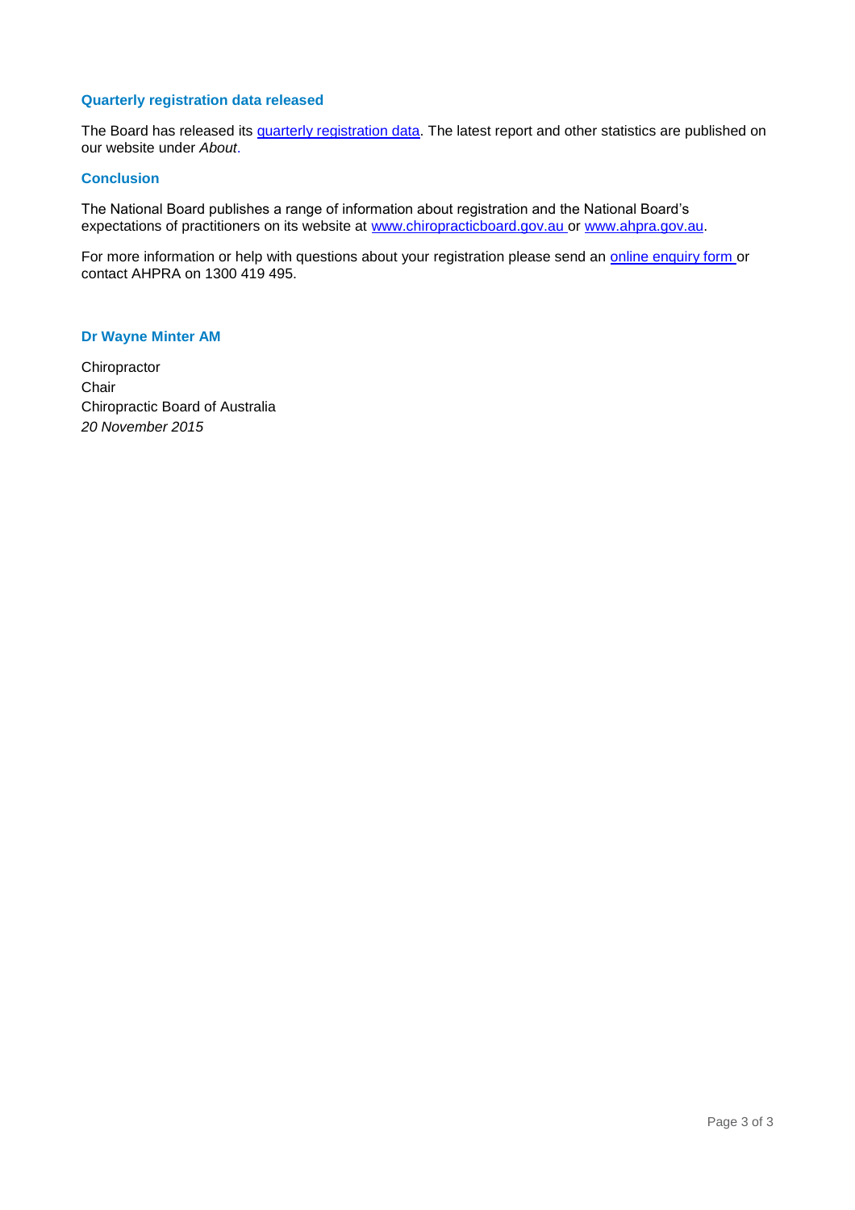### Quarterly registration data released

The Board has released its quarterly registration data. The latest report and other statistics are published on our website under *About*.

### Conclusion

The National Board publishes a range of information about registration and the National Board's expectations of practitioners on its website at www.chiropracticboard.gov.au or www.ahpra.gov.au.

For more information or help with questions about your registration please send an online enquiry form or contact AHPRA on 1300 419 495.

**Dr Wayne Minter AM**

Chiropractor
Chair
Chiropractic Board of Australia
*20 November 2015*